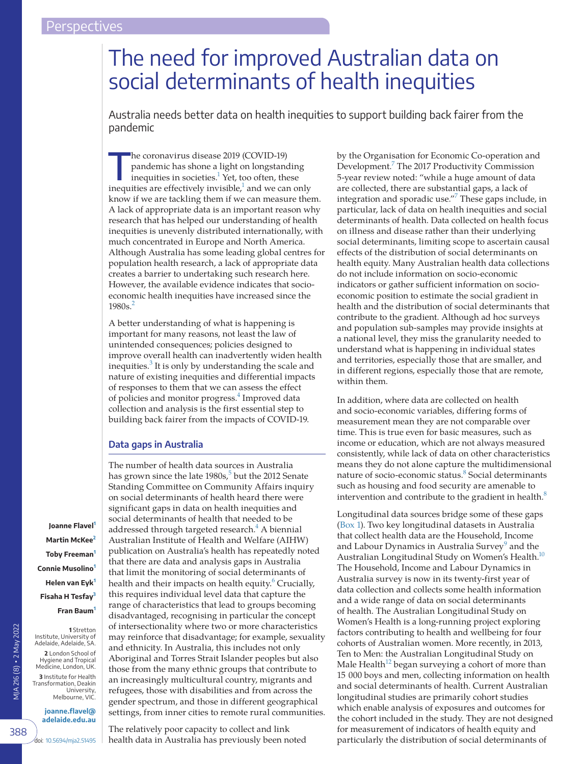Perspectives

# The need for improved Australian data on social determinants of health inequities

Australia needs better data on health inequities to support building back fairer from the pandemic

Joanne Flavel[1]
Martin McKee[2]
Toby Freeman[1]
Connie Musolino[1]
Helen van Eyk[1]
Fisaha H Tesfay[3]
Fran Baum[1]

1 Stretton Institute, University of Adelaide, Adelaide, SA.
2 London School of Hygiene and Tropical Medicine, London, UK.
3 Institute for Health Transformation, Deakin University, Melbourne, VIC.

joanne.flavel@adelaide.edu.au

doi: 10.5694/mja2.51495

The coronavirus disease 2019 (COVID-19) pandemic has shone a light on longstanding inequities in societies.[1] Yet, too often, these inequities are effectively invisible,[1] and we can only know if we are tackling them if we can measure them. A lack of appropriate data is an important reason why research that has helped our understanding of health inequities is unevenly distributed internationally, with much concentrated in Europe and North America. Although Australia has some leading global centres for population health research, a lack of appropriate data creates a barrier to undertaking such research here. However, the available evidence indicates that socio-economic health inequities have increased since the 1980s.[2]

A better understanding of what is happening is important for many reasons, not least the law of unintended consequences; policies designed to improve overall health can inadvertently widen health inequities.[3] It is only by understanding the scale and nature of existing inequities and differential impacts of responses to them that we can assess the effect of policies and monitor progress.[4] Improved data collection and analysis is the first essential step to building back fairer from the impacts of COVID-19.

## Data gaps in Australia

The number of health data sources in Australia has grown since the late 1980s,[5] but the 2012 Senate Standing Committee on Community Affairs inquiry on social determinants of health heard there were significant gaps in data on health inequities and social determinants of health that needed to be addressed through targeted research.[4] A biennial Australian Institute of Health and Welfare (AIHW) publication on Australia's health has repeatedly noted that there are data and analysis gaps in Australia that limit the monitoring of social determinants of health and their impacts on health equity.[6] Crucially, this requires individual level data that capture the range of characteristics that lead to groups becoming disadvantaged, recognising in particular the concept of intersectionality where two or more characteristics may reinforce that disadvantage; for example, sexuality and ethnicity. In Australia, this includes not only Aboriginal and Torres Strait Islander peoples but also those from the many ethnic groups that contribute to an increasingly multicultural country, migrants and refugees, those with disabilities and from across the gender spectrum, and those in different geographical settings, from inner cities to remote rural communities.

The relatively poor capacity to collect and link health data in Australia has previously been noted by the Organisation for Economic Co-operation and Development.[7] The 2017 Productivity Commission 5-year review noted: "while a huge amount of data are collected, there are substantial gaps, a lack of integration and sporadic use."[7] These gaps include, in particular, lack of data on health inequities and social determinants of health. Data collected on health focus on illness and disease rather than their underlying social determinants, limiting scope to ascertain causal effects of the distribution of social determinants on health equity. Many Australian health data collections do not include information on socio-economic indicators or gather sufficient information on socio-economic position to estimate the social gradient in health and the distribution of social determinants that contribute to the gradient. Although ad hoc surveys and population sub-samples may provide insights at a national level, they miss the granularity needed to understand what is happening in individual states and territories, especially those that are smaller, and in different regions, especially those that are remote, within them.

In addition, where data are collected on health and socio-economic variables, differing forms of measurement mean they are not comparable over time. This is true even for basic measures, such as income or education, which are not always measured consistently, while lack of data on other characteristics means they do not alone capture the multidimensional nature of socio-economic status.[8] Social determinants such as housing and food security are amenable to intervention and contribute to the gradient in health.[8]

Longitudinal data sources bridge some of these gaps (Box 1). Two key longitudinal datasets in Australia that collect health data are the Household, Income and Labour Dynamics in Australia Survey[9] and the Australian Longitudinal Study on Women's Health.[10] The Household, Income and Labour Dynamics in Australia survey is now in its twenty-first year of data collection and collects some health information and a wide range of data on social determinants of health. The Australian Longitudinal Study on Women's Health is a long-running project exploring factors contributing to health and wellbeing for four cohorts of Australian women. More recently, in 2013, Ten to Men: the Australian Longitudinal Study on Male Health[12] began surveying a cohort of more than 15 000 boys and men, collecting information on health and social determinants of health. Current Australian longitudinal studies are primarily cohort studies which enable analysis of exposures and outcomes for the cohort included in the study. They are not designed for measurement of indicators of health equity and particularly the distribution of social determinants of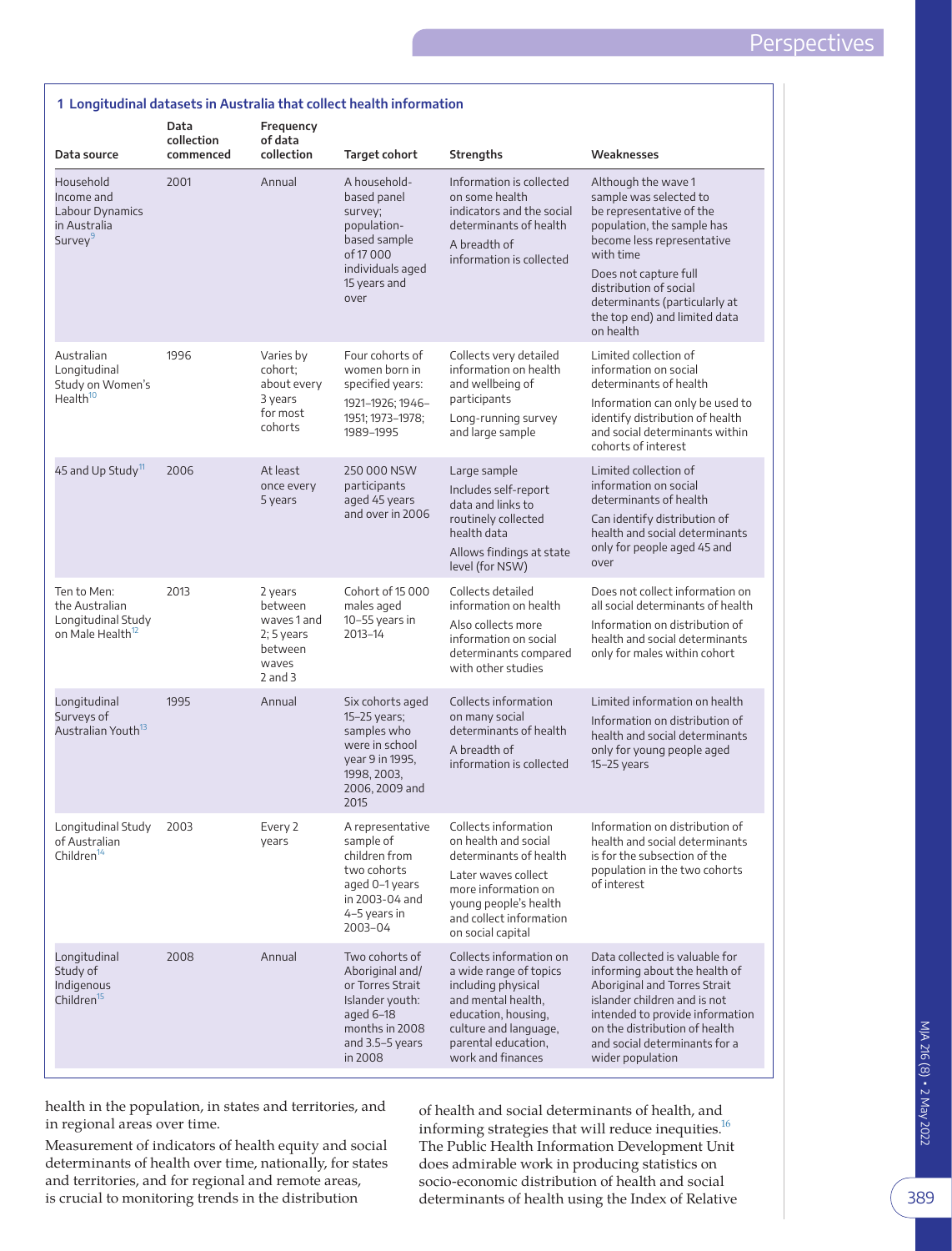**1 Longitudinal datasets in Australia that collect health information**

| Data source | Data collection commenced | Frequency of data collection | Target cohort | Strengths | Weaknesses |
|---|---|---|---|---|---|
| Household Income and Labour Dynamics in Australia Survey[9] | 2001 | Annual | A household-based panel survey; population-based sample of 17 000 individuals aged 15 years and over | Information is collected on some health indicators and the social determinants of health<br>A breadth of information is collected | Although the wave 1 sample was selected to be representative of the population, the sample has become less representative with time<br>Does not capture full distribution of social determinants (particularly at the top end) and limited data on health |
| Australian Longitudinal Study on Women's Health[10] | 1996 | Varies by cohort; about every 3 years for most cohorts | Four cohorts of women born in specified years: 1921–1926; 1946–1951; 1973–1978; 1989–1995 | Collects very detailed information on health and wellbeing of participants<br>Long-running survey and large sample | Limited collection of information on social determinants of health<br>Information can only be used to identify distribution of health and social determinants within cohorts of interest |
| 45 and Up Study[11] | 2006 | At least once every 5 years | 250 000 NSW participants aged 45 years and over in 2006 | Large sample<br>Includes self-report data and links to routinely collected health data<br>Allows findings at state level (for NSW) | Limited collection of information on social determinants of health<br>Can identify distribution of health and social determinants only for people aged 45 and over |
| Ten to Men: the Australian Longitudinal Study on Male Health[12] | 2013 | 2 years between waves 1 and 2; 5 years between waves 2 and 3 | Cohort of 15 000 males aged 10–55 years in 2013–14 | Collects detailed information on health<br>Also collects more information on social determinants compared with other studies | Does not collect information on all social determinants of health<br>Information on distribution of health and social determinants only for males within cohort |
| Longitudinal Surveys of Australian Youth[13] | 1995 | Annual | Six cohorts aged 15–25 years; samples who were in school year 9 in 1995, 1998, 2003, 2006, 2009 and 2015 | Collects information on many social determinants of health<br>A breadth of information is collected | Limited information on health<br>Information on distribution of health and social determinants only for young people aged 15–25 years |
| Longitudinal Study of Australian Children[14] | 2003 | Every 2 years | A representative sample of children from two cohorts aged 0–1 years in 2003-04 and 4–5 years in 2003–04 | Collects information on health and social determinants of health<br>Later waves collect more information on young people's health and collect information on social capital | Information on distribution of health and social determinants is for the subsection of the population in the two cohorts of interest |
| Longitudinal Study of Indigenous Children[15] | 2008 | Annual | Two cohorts of Aboriginal and/or Torres Strait Islander youth: aged 6–18 months in 2008 and 3.5–5 years in 2008 | Collects information on a wide range of topics including physical and mental health, education, housing, culture and language, parental education, work and finances | Data collected is valuable for informing about the health of Aboriginal and Torres Strait islander children and is not intended to provide information on the distribution of health and social determinants for a wider population |

health in the population, in states and territories, and in regional areas over time.

Measurement of indicators of health equity and social determinants of health over time, nationally, for states and territories, and for regional and remote areas, is crucial to monitoring trends in the distribution of health and social determinants of health, and informing strategies that will reduce inequities.[16] The Public Health Information Development Unit does admirable work in producing statistics on socio-economic distribution of health and social determinants of health using the Index of Relative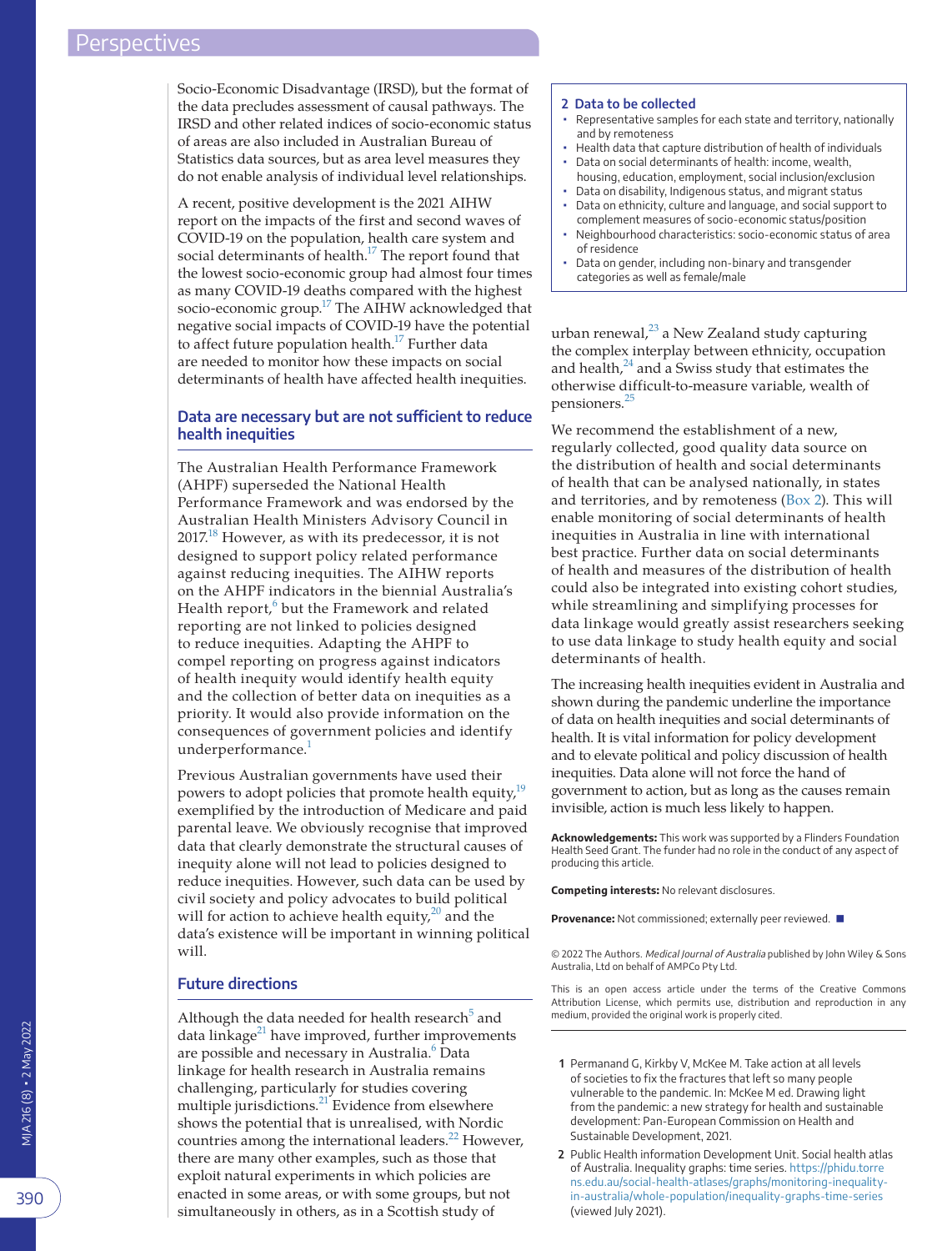Socio-Economic Disadvantage (IRSD), but the format of the data precludes assessment of causal pathways. The IRSD and other related indices of socio-economic status of areas are also included in Australian Bureau of Statistics data sources, but as area level measures they do not enable analysis of individual level relationships.

A recent, positive development is the 2021 AIHW report on the impacts of the first and second waves of COVID-19 on the population, health care system and social determinants of health.[17] The report found that the lowest socio-economic group had almost four times as many COVID-19 deaths compared with the highest socio-economic group.[17] The AIHW acknowledged that negative social impacts of COVID-19 have the potential to affect future population health.[17] Further data are needed to monitor how these impacts on social determinants of health have affected health inequities.

## Data are necessary but are not sufficient to reduce health inequities

The Australian Health Performance Framework (AHPF) superseded the National Health Performance Framework and was endorsed by the Australian Health Ministers Advisory Council in 2017.[18] However, as with its predecessor, it is not designed to support policy related performance against reducing inequities. The AIHW reports on the AHPF indicators in the biennial Australia's Health report,[6] but the Framework and related reporting are not linked to policies designed to reduce inequities. Adapting the AHPF to compel reporting on progress against indicators of health inequity would identify health equity and the collection of better data on inequities as a priority. It would also provide information on the consequences of government policies and identify underperformance.[1]

Previous Australian governments have used their powers to adopt policies that promote health equity,[19] exemplified by the introduction of Medicare and paid parental leave. We obviously recognise that improved data that clearly demonstrate the structural causes of inequity alone will not lead to policies designed to reduce inequities. However, such data can be used by civil society and policy advocates to build political will for action to achieve health equity,[20] and the data's existence will be important in winning political will.

## Future directions

Although the data needed for health research[5] and data linkage[21] have improved, further improvements are possible and necessary in Australia.[6] Data linkage for health research in Australia remains challenging, particularly for studies covering multiple jurisdictions.[21] Evidence from elsewhere shows the potential that is unrealised, with Nordic countries among the international leaders.[22] However, there are many other examples, such as those that exploit natural experiments in which policies are enacted in some areas, or with some groups, but not simultaneously in others, as in a Scottish study of urban renewal,[23] a New Zealand study capturing the complex interplay between ethnicity, occupation and health,[24] and a Swiss study that estimates the otherwise difficult-to-measure variable, wealth of pensioners.[25]

**2 Data to be collected**

- Representative samples for each state and territory, nationally and by remoteness
- Health data that capture distribution of health of individuals
- Data on social determinants of health: income, wealth, housing, education, employment, social inclusion/exclusion
- Data on disability, Indigenous status, and migrant status
- Data on ethnicity, culture and language, and social support to complement measures of socio-economic status/position
- Neighbourhood characteristics: socio-economic status of area of residence
- Data on gender, including non-binary and transgender categories as well as female/male

We recommend the establishment of a new, regularly collected, good quality data source on the distribution of health and social determinants of health that can be analysed nationally, in states and territories, and by remoteness (Box 2). This will enable monitoring of social determinants of health inequities in Australia in line with international best practice. Further data on social determinants of health and measures of the distribution of health could also be integrated into existing cohort studies, while streamlining and simplifying processes for data linkage would greatly assist researchers seeking to use data linkage to study health equity and social determinants of health.

The increasing health inequities evident in Australia and shown during the pandemic underline the importance of data on health inequities and social determinants of health. It is vital information for policy development and to elevate political and policy discussion of health inequities. Data alone will not force the hand of government to action, but as long as the causes remain invisible, action is much less likely to happen.

**Acknowledgements:** This work was supported by a Flinders Foundation Health Seed Grant. The funder had no role in the conduct of any aspect of producing this article.

**Competing interests:** No relevant disclosures.

**Provenance:** Not commissioned; externally peer reviewed. ■

© 2022 The Authors. *Medical Journal of Australia* published by John Wiley & Sons Australia, Ltd on behalf of AMPCo Pty Ltd.

This is an open access article under the terms of the Creative Commons Attribution License, which permits use, distribution and reproduction in any medium, provided the original work is properly cited.

1 Permanand G, Kirkby V, McKee M. Take action at all levels of societies to fix the fractures that left so many people vulnerable to the pandemic. In: McKee M ed. Drawing light from the pandemic: a new strategy for health and sustainable development: Pan-European Commission on Health and Sustainable Development, 2021.

2 Public Health information Development Unit. Social health atlas of Australia. Inequality graphs: time series. https://phidu.torrens.edu.au/social-health-atlases/graphs/monitoring-inequality-in-australia/whole-population/inequality-graphs-time-series (viewed July 2021).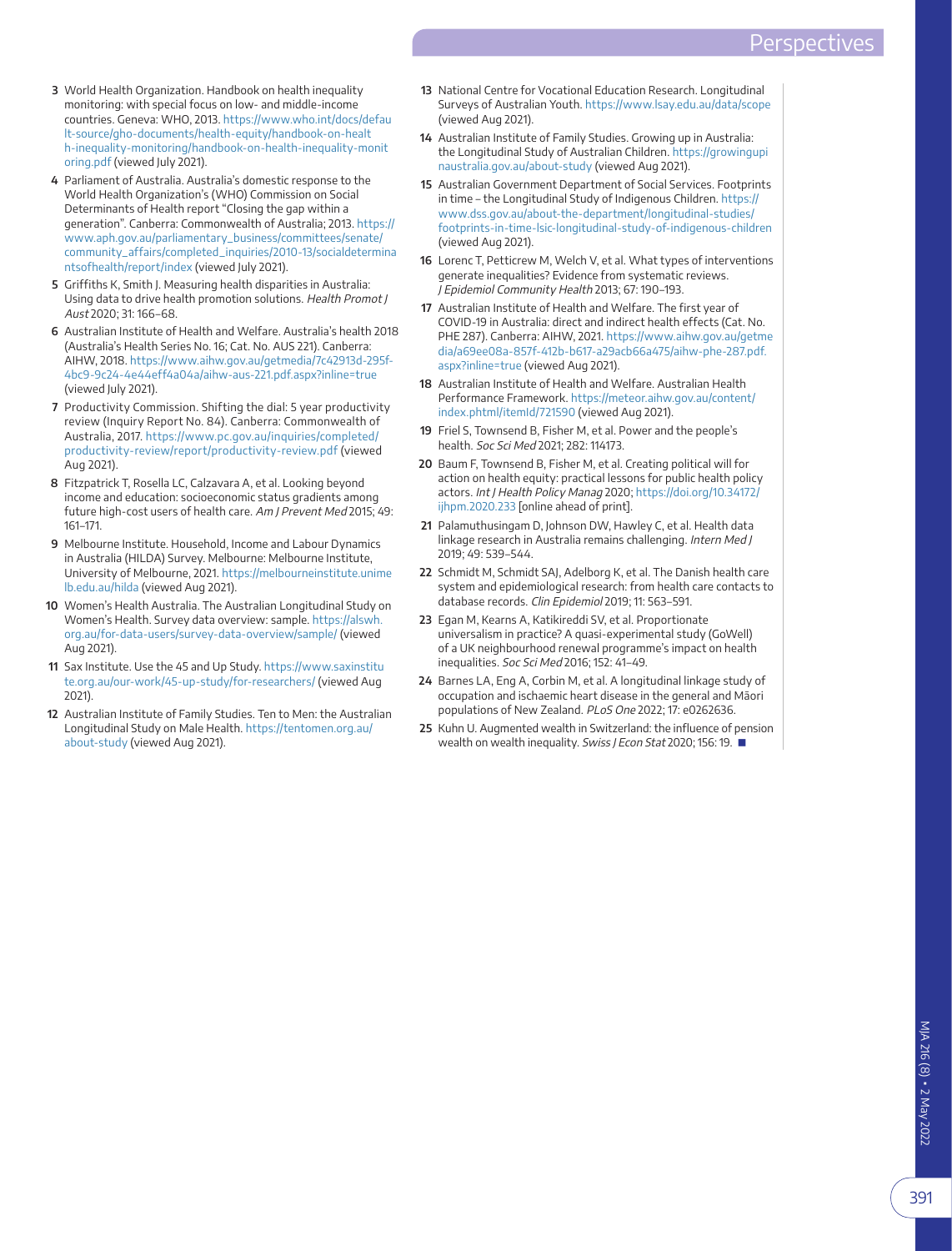3 World Health Organization. Handbook on health inequality monitoring: with special focus on low- and middle-income countries. Geneva: WHO, 2013. https://www.who.int/docs/default-source/gho-documents/health-equity/handbook-on-health-inequality-monitoring/handbook-on-health-inequality-monitoring.pdf (viewed July 2021).

4 Parliament of Australia. Australia's domestic response to the World Health Organization's (WHO) Commission on Social Determinants of Health report "Closing the gap within a generation". Canberra: Commonwealth of Australia; 2013. https://www.aph.gov.au/parliamentary_business/committees/senate/community_affairs/completed_inquiries/2010-13/socialdeterminantsofhealth/report/index (viewed July 2021).

5 Griffiths K, Smith J. Measuring health disparities in Australia: Using data to drive health promotion solutions. *Health Promot J Aust* 2020; 31: 166–68.

6 Australian Institute of Health and Welfare. Australia's health 2018 (Australia's Health Series No. 16; Cat. No. AUS 221). Canberra: AIHW, 2018. https://www.aihw.gov.au/getmedia/7c42913d-295f-4bc9-9c24-4e44eff4a04a/aihw-aus-221.pdf.aspx?inline=true (viewed July 2021).

7 Productivity Commission. Shifting the dial: 5 year productivity review (Inquiry Report No. 84). Canberra: Commonwealth of Australia, 2017. https://www.pc.gov.au/inquiries/completed/productivity-review/report/productivity-review.pdf (viewed Aug 2021).

8 Fitzpatrick T, Rosella LC, Calzavara A, et al. Looking beyond income and education: socioeconomic status gradients among future high-cost users of health care. *Am J Prevent Med* 2015; 49: 161–171.

9 Melbourne Institute. Household, Income and Labour Dynamics in Australia (HILDA) Survey. Melbourne: Melbourne Institute, University of Melbourne, 2021. https://melbourneinstitute.unimelb.edu.au/hilda (viewed Aug 2021).

10 Women's Health Australia. The Australian Longitudinal Study on Women's Health. Survey data overview: sample. https://alswh.org.au/for-data-users/survey-data-overview/sample/ (viewed Aug 2021).

11 Sax Institute. Use the 45 and Up Study. https://www.saxinstitute.org.au/our-work/45-up-study/for-researchers/ (viewed Aug 2021).

12 Australian Institute of Family Studies. Ten to Men: the Australian Longitudinal Study on Male Health. https://tentomen.org.au/about-study (viewed Aug 2021).

13 National Centre for Vocational Education Research. Longitudinal Surveys of Australian Youth. https://www.lsay.edu.au/data/scope (viewed Aug 2021).

14 Australian Institute of Family Studies. Growing up in Australia: the Longitudinal Study of Australian Children. https://growingupinaustralia.gov.au/about-study (viewed Aug 2021).

15 Australian Government Department of Social Services. Footprints in time – the Longitudinal Study of Indigenous Children. https://www.dss.gov.au/about-the-department/longitudinal-studies/footprints-in-time-lsic-longitudinal-study-of-indigenous-children (viewed Aug 2021).

16 Lorenc T, Petticrew M, Welch V, et al. What types of interventions generate inequalities? Evidence from systematic reviews. *J Epidemiol Community Health* 2013; 67: 190–193.

17 Australian Institute of Health and Welfare. The first year of COVID-19 in Australia: direct and indirect health effects (Cat. No. PHE 287). Canberra: AIHW, 2021. https://www.aihw.gov.au/getmedia/a69ee08a-857f-412b-b617-a29acb66a475/aihw-phe-287.pdf.aspx?inline=true (viewed Aug 2021).

18 Australian Institute of Health and Welfare. Australian Health Performance Framework. https://meteor.aihw.gov.au/content/index.phtml/itemId/721590 (viewed Aug 2021).

19 Friel S, Townsend B, Fisher M, et al. Power and the people's health. *Soc Sci Med* 2021; 282: 114173.

20 Baum F, Townsend B, Fisher M, et al. Creating political will for action on health equity: practical lessons for public health policy actors. *Int J Health Policy Manag* 2020; https://doi.org/10.34172/ijhpm.2020.233 [online ahead of print].

21 Palamuthusingam D, Johnson DW, Hawley C, et al. Health data linkage research in Australia remains challenging. *Intern Med J* 2019; 49: 539–544.

22 Schmidt M, Schmidt SAJ, Adelborg K, et al. The Danish health care system and epidemiological research: from health care contacts to database records. *Clin Epidemiol* 2019; 11: 563–591.

23 Egan M, Kearns A, Katikireddi SV, et al. Proportionate universalism in practice? A quasi-experimental study (GoWell) of a UK neighbourhood renewal programme's impact on health inequalities. *Soc Sci Med* 2016; 152: 41–49.

24 Barnes LA, Eng A, Corbin M, et al. A longitudinal linkage study of occupation and ischaemic heart disease in the general and Māori populations of New Zealand. *PLoS One* 2022; 17: e0262636.

25 Kuhn U. Augmented wealth in Switzerland: the influence of pension wealth on wealth inequality. *Swiss J Econ Stat* 2020; 156: 19. ■